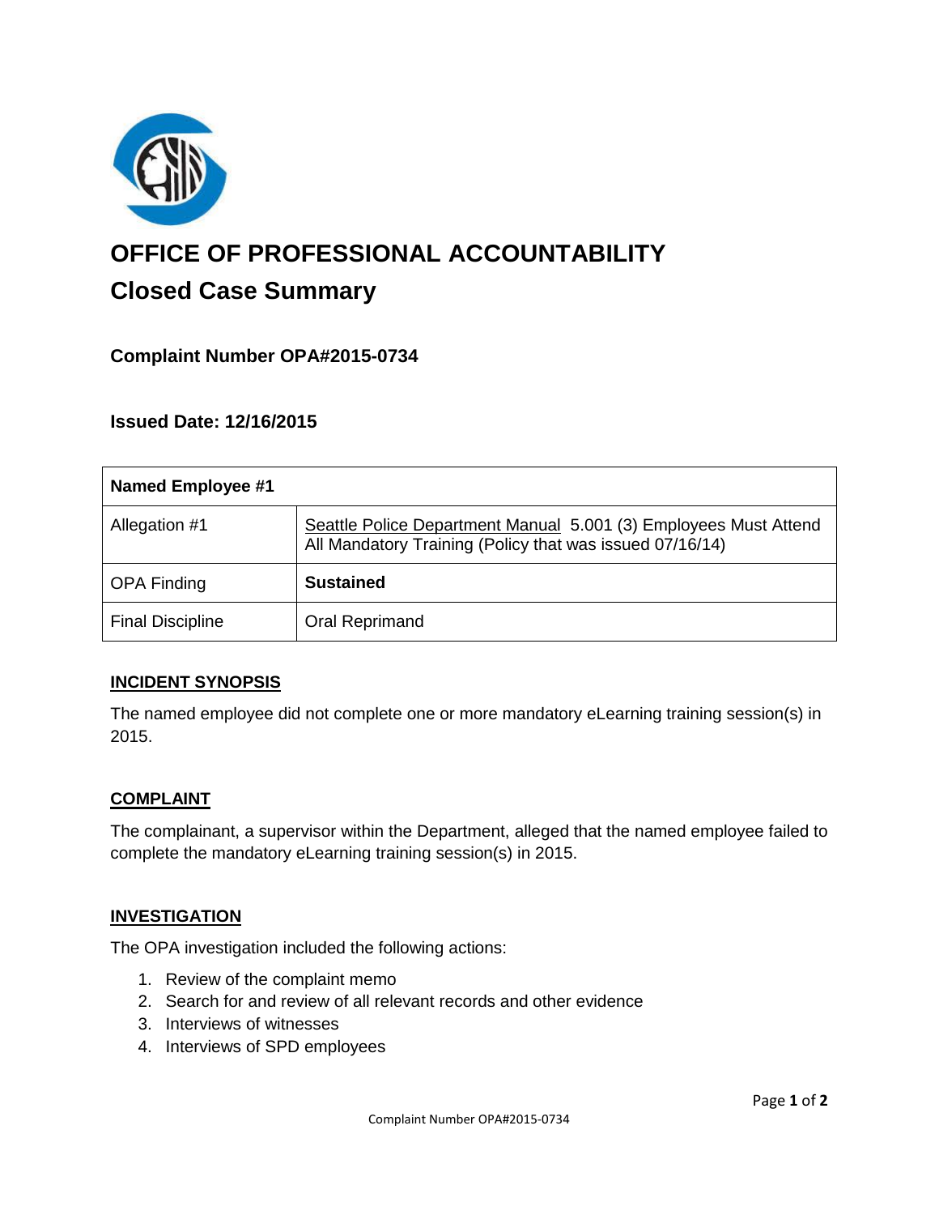# OFFICE OF PROFESSIONAL ACCOUNTABILITY

## Closed Case Summary

### Complaint Number OPA#2015-0734

### Issued Date: 12/16/2015

| Named Employee #1 | |
|---|---|
| Allegation #1 | Seattle Police Department Manual 5.001 (3) Employees Must Attend All Mandatory Training (Policy that was issued 07/16/14) |
| OPA Finding | **Sustained** |
| Final Discipline | Oral Reprimand |

#### INCIDENT SYNOPSIS

The named employee did not complete one or more mandatory eLearning training session(s) in 2015.

#### COMPLAINT

The complainant, a supervisor within the Department, alleged that the named employee failed to complete the mandatory eLearning training session(s) in 2015.

#### INVESTIGATION

The OPA investigation included the following actions:

1. Review of the complaint memo
2. Search for and review of all relevant records and other evidence
3. Interviews of witnesses
4. Interviews of SPD employees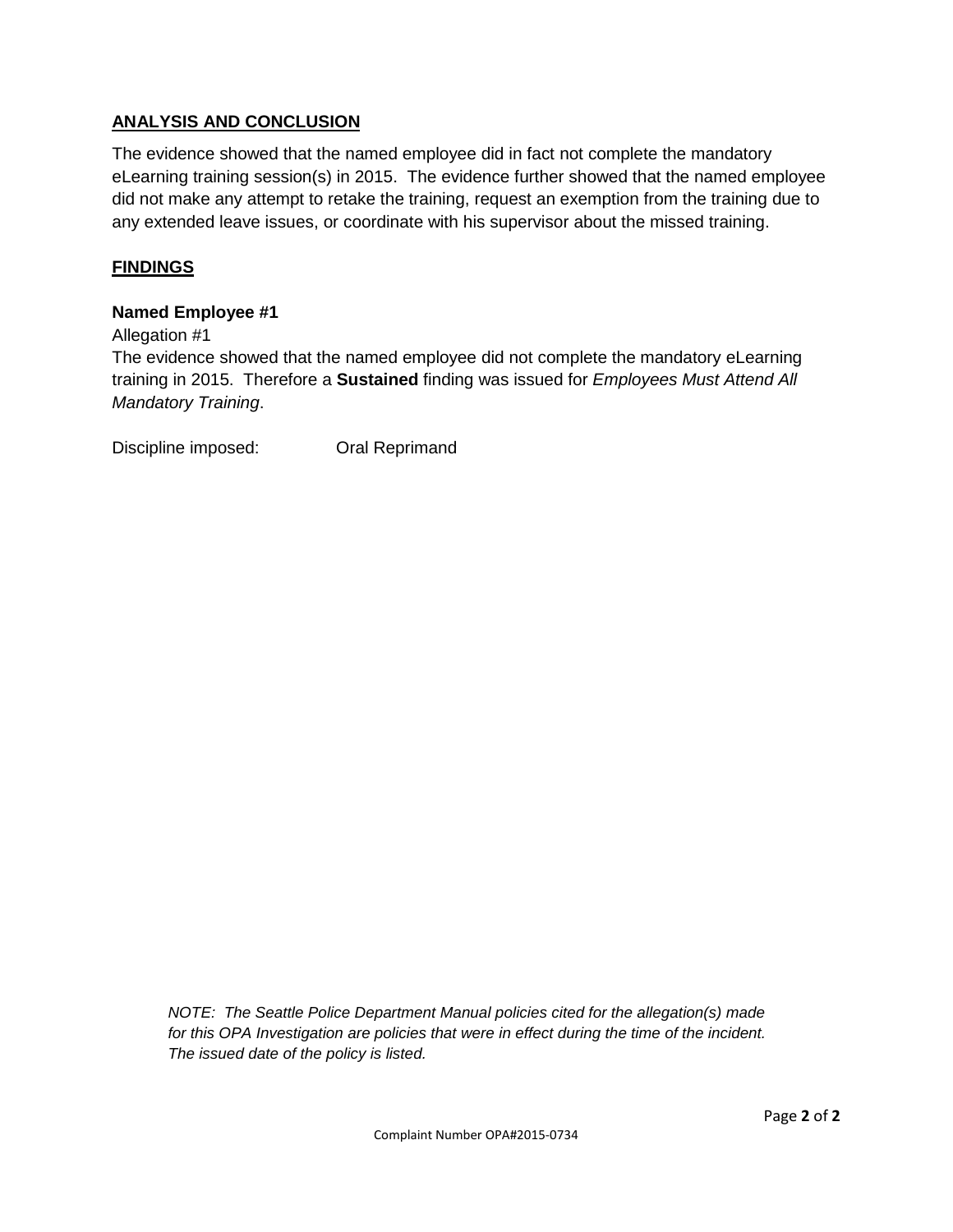## ANALYSIS AND CONCLUSION

The evidence showed that the named employee did in fact not complete the mandatory eLearning training session(s) in 2015. The evidence further showed that the named employee did not make any attempt to retake the training, request an exemption from the training due to any extended leave issues, or coordinate with his supervisor about the missed training.

## FINDINGS

**Named Employee #1**

Allegation #1

The evidence showed that the named employee did not complete the mandatory eLearning training in 2015. Therefore a **Sustained** finding was issued for *Employees Must Attend All Mandatory Training*.

Discipline imposed: Oral Reprimand

*NOTE: The Seattle Police Department Manual policies cited for the allegation(s) made for this OPA Investigation are policies that were in effect during the time of the incident. The issued date of the policy is listed.*

Complaint Number OPA#2015-0734